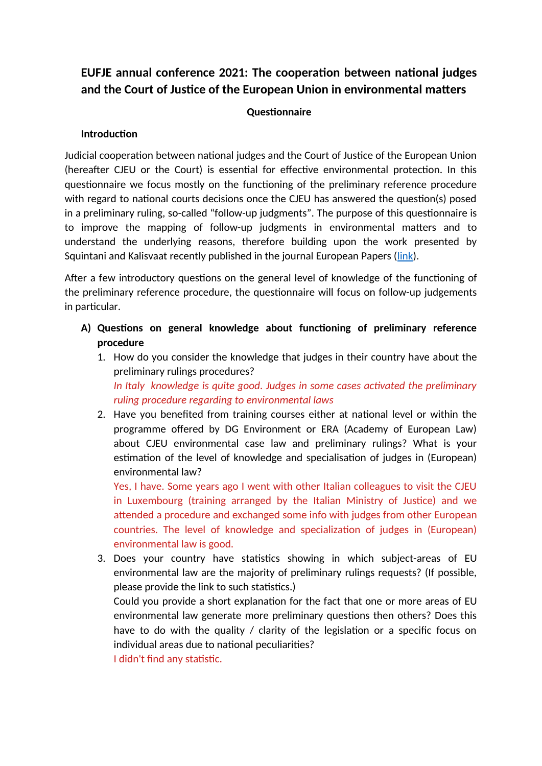# EUFJE annual conference 2021: The cooperation between national judges and the Court of Justice of the European Union in environmental matters

**Questionnaire**

**Introduction**

Judicial cooperation between national judges and the Court of Justice of the European Union (hereafter CJEU or the Court) is essential for effective environmental protection. In this questionnaire we focus mostly on the functioning of the preliminary reference procedure with regard to national courts decisions once the CJEU has answered the question(s) posed in a preliminary ruling, so-called "follow-up judgments". The purpose of this questionnaire is to improve the mapping of follow-up judgments in environmental matters and to understand the underlying reasons, therefore building upon the work presented by Squintani and Kalisvaat recently published in the journal European Papers (link).

After a few introductory questions on the general level of knowledge of the functioning of the preliminary reference procedure, the questionnaire will focus on follow-up judgements in particular.

**A) Questions on general knowledge about functioning of preliminary reference procedure**

1. How do you consider the knowledge that judges in their country have about the preliminary rulings procedures?
   *In Italy knowledge is quite good. Judges in some cases activated the preliminary ruling procedure regarding to environmental laws*
2. Have you benefited from training courses either at national level or within the programme offered by DG Environment or ERA (Academy of European Law) about CJEU environmental case law and preliminary rulings? What is your estimation of the level of knowledge and specialisation of judges in (European) environmental law?
   Yes, I have. Some years ago I went with other Italian colleagues to visit the CJEU in Luxembourg (training arranged by the Italian Ministry of Justice) and we attended a procedure and exchanged some info with judges from other European countries. The level of knowledge and specialization of judges in (European) environmental law is good.
3. Does your country have statistics showing in which subject-areas of EU environmental law are the majority of preliminary rulings requests? (If possible, please provide the link to such statistics.)
   Could you provide a short explanation for the fact that one or more areas of EU environmental law generate more preliminary questions then others? Does this have to do with the quality / clarity of the legislation or a specific focus on individual areas due to national peculiarities?
   I didn't find any statistic.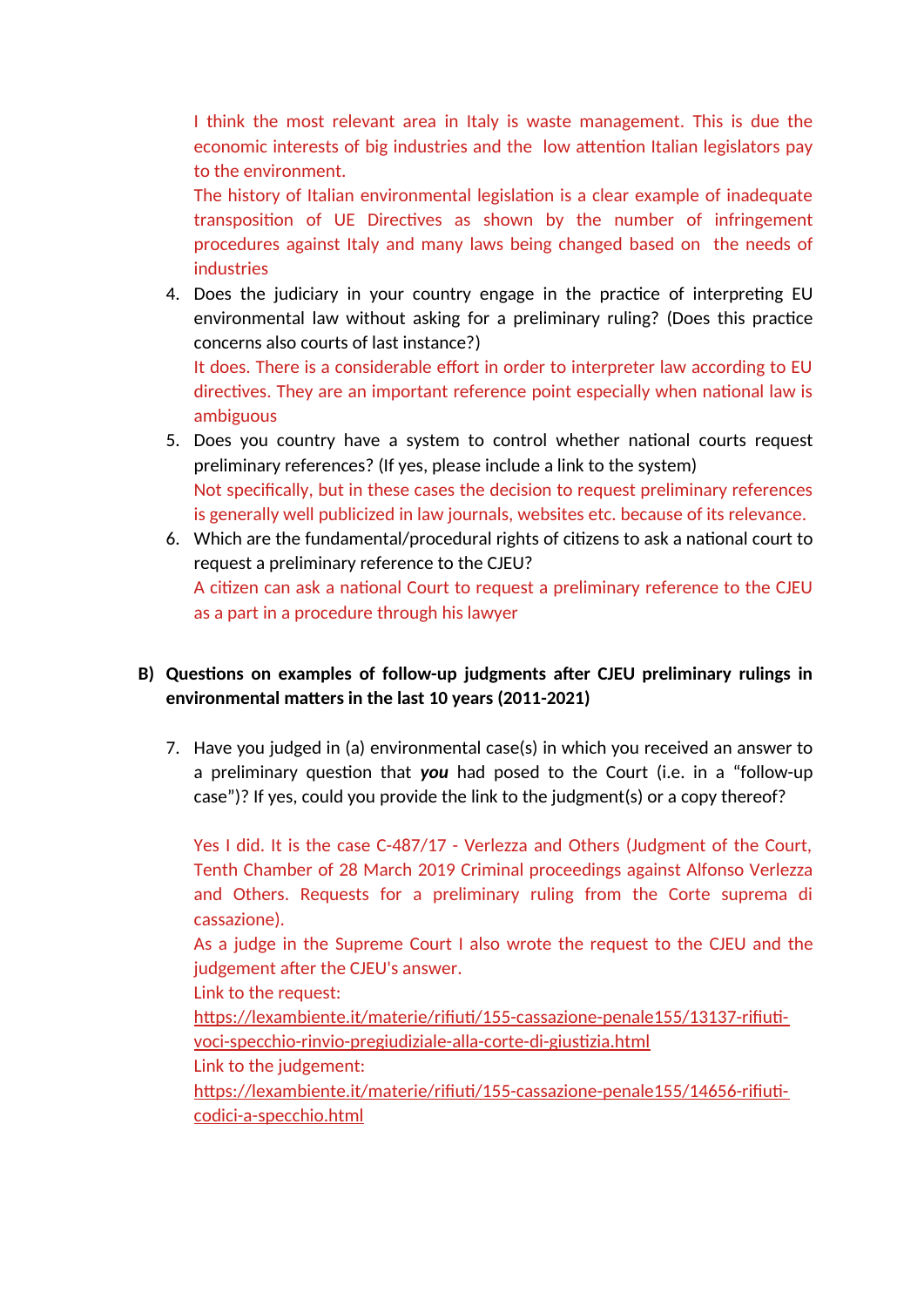I think the most relevant area in Italy is waste management. This is due the economic interests of big industries and the low attention Italian legislators pay to the environment.
The history of Italian environmental legislation is a clear example of inadequate transposition of UE Directives as shown by the number of infringement procedures against Italy and many laws being changed based on the needs of industries

4. Does the judiciary in your country engage in the practice of interpreting EU environmental law without asking for a preliminary ruling? (Does this practice concerns also courts of last instance?)
   It does. There is a considerable effort in order to interpreter law according to EU directives. They are an important reference point especially when national law is ambiguous
5. Does you country have a system to control whether national courts request preliminary references? (If yes, please include a link to the system)
   Not specifically, but in these cases the decision to request preliminary references is generally well publicized in law journals, websites etc. because of its relevance.
6. Which are the fundamental/procedural rights of citizens to ask a national court to request a preliminary reference to the CJEU?
   A citizen can ask a national Court to request a preliminary reference to the CJEU as a part in a procedure through his lawyer

**B) Questions on examples of follow-up judgments after CJEU preliminary rulings in environmental matters in the last 10 years (2011-2021)**

7. Have you judged in (a) environmental case(s) in which you received an answer to a preliminary question that ***you*** had posed to the Court (i.e. in a "follow-up case")? If yes, could you provide the link to the judgment(s) or a copy thereof?

   Yes I did. It is the case C-487/17 - Verlezza and Others (Judgment of the Court, Tenth Chamber of 28 March 2019 Criminal proceedings against Alfonso Verlezza and Others. Requests for a preliminary ruling from the Corte suprema di cassazione).
   As a judge in the Supreme Court I also wrote the request to the CJEU and the judgement after the CJEU's answer.
   Link to the request:
   https://lexambiente.it/materie/rifiuti/155-cassazione-penale155/13137-rifiuti-voci-specchio-rinvio-pregiudiziale-alla-corte-di-giustizia.html
   Link to the judgement:
   https://lexambiente.it/materie/rifiuti/155-cassazione-penale155/14656-rifiuti-codici-a-specchio.html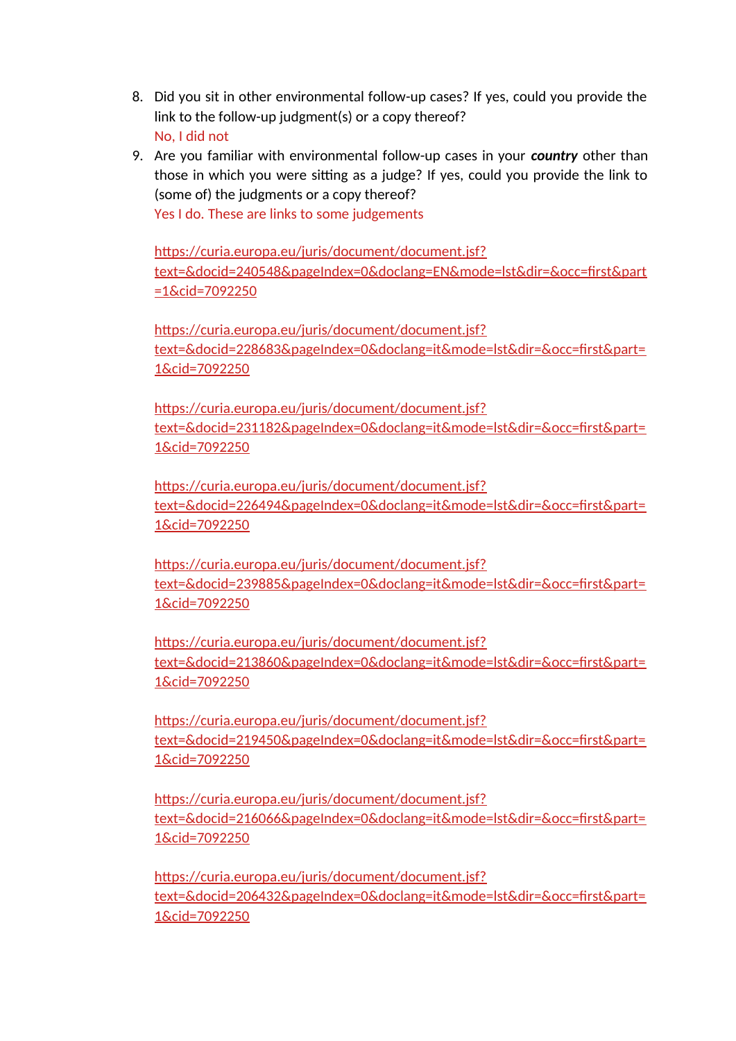8. Did you sit in other environmental follow-up cases? If yes, could you provide the link to the follow-up judgment(s) or a copy thereof?
   No, I did not
9. Are you familiar with environmental follow-up cases in your ***country*** other than those in which you were sitting as a judge? If yes, could you provide the link to (some of) the judgments or a copy thereof?
   Yes I do. These are links to some judgements

   https://curia.europa.eu/juris/document/document.jsf?text=&docid=240548&pageIndex=0&doclang=EN&mode=lst&dir=&occ=first&part=1&cid=7092250

   https://curia.europa.eu/juris/document/document.jsf?text=&docid=228683&pageIndex=0&doclang=it&mode=lst&dir=&occ=first&part=1&cid=7092250

   https://curia.europa.eu/juris/document/document.jsf?text=&docid=231182&pageIndex=0&doclang=it&mode=lst&dir=&occ=first&part=1&cid=7092250

   https://curia.europa.eu/juris/document/document.jsf?text=&docid=226494&pageIndex=0&doclang=it&mode=lst&dir=&occ=first&part=1&cid=7092250

   https://curia.europa.eu/juris/document/document.jsf?text=&docid=239885&pageIndex=0&doclang=it&mode=lst&dir=&occ=first&part=1&cid=7092250

   https://curia.europa.eu/juris/document/document.jsf?text=&docid=213860&pageIndex=0&doclang=it&mode=lst&dir=&occ=first&part=1&cid=7092250

   https://curia.europa.eu/juris/document/document.jsf?text=&docid=219450&pageIndex=0&doclang=it&mode=lst&dir=&occ=first&part=1&cid=7092250

   https://curia.europa.eu/juris/document/document.jsf?text=&docid=216066&pageIndex=0&doclang=it&mode=lst&dir=&occ=first&part=1&cid=7092250

   https://curia.europa.eu/juris/document/document.jsf?text=&docid=206432&pageIndex=0&doclang=it&mode=lst&dir=&occ=first&part=1&cid=7092250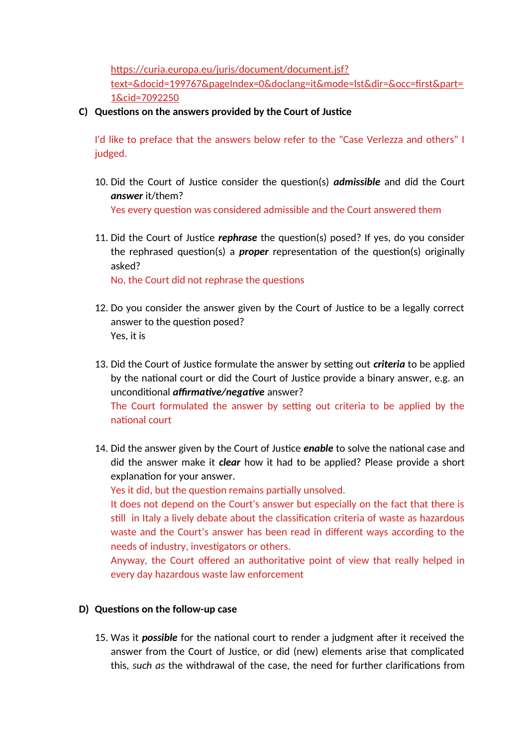https://curia.europa.eu/juris/document/document.jsf?text=&docid=199767&pageIndex=0&doclang=it&mode=lst&dir=&occ=first&part=1&cid=7092250

**C) Questions on the answers provided by the Court of Justice**

I'd like to preface that the answers below refer to the "Case Verlezza and others" I judged.

10. Did the Court of Justice consider the question(s) ***admissible*** and did the Court ***answer*** it/them?
    Yes every question was considered admissible and the Court answered them

11. Did the Court of Justice ***rephrase*** the question(s) posed? If yes, do you consider the rephrased question(s) a ***proper*** representation of the question(s) originally asked?
    No, the Court did not rephrase the questions

12. Do you consider the answer given by the Court of Justice to be a legally correct answer to the question posed?
    Yes, it is

13. Did the Court of Justice formulate the answer by setting out ***criteria*** to be applied by the national court or did the Court of Justice provide a binary answer, e.g. an unconditional ***affirmative/negative*** answer?
    The Court formulated the answer by setting out criteria to be applied by the national court

14. Did the answer given by the Court of Justice ***enable*** to solve the national case and did the answer make it ***clear*** how it had to be applied? Please provide a short explanation for your answer.
    Yes it did, but the question remains partially unsolved.
    It does not depend on the Court's answer but especially on the fact that there is still in Italy a lively debate about the classification criteria of waste as hazardous waste and the Court's answer has been read in different ways according to the needs of industry, investigators or others.
    Anyway, the Court offered an authoritative point of view that really helped in every day hazardous waste law enforcement

**D) Questions on the follow-up case**

15. Was it ***possible*** for the national court to render a judgment after it received the answer from the Court of Justice, or did (new) elements arise that complicated this, *such as* the withdrawal of the case, the need for further clarifications from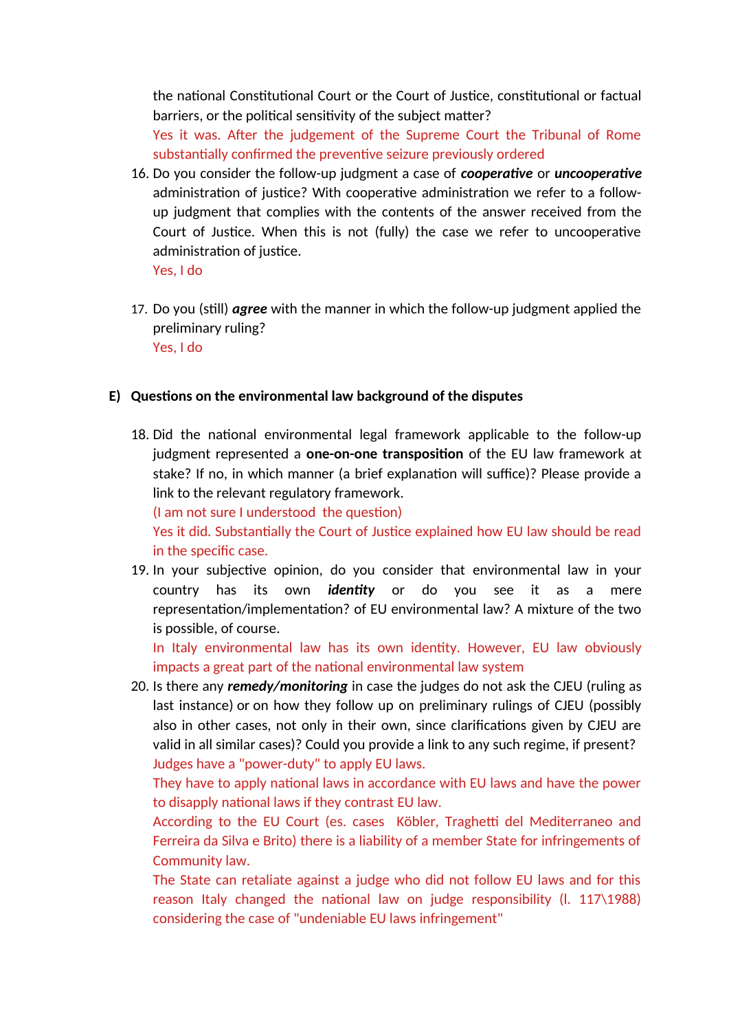the national Constitutional Court or the Court of Justice, constitutional or factual barriers, or the political sensitivity of the subject matter?
Yes it was. After the judgement of the Supreme Court the Tribunal of Rome substantially confirmed the preventive seizure previously ordered

16. Do you consider the follow-up judgment a case of ***cooperative*** or ***uncooperative*** administration of justice? With cooperative administration we refer to a follow-up judgment that complies with the contents of the answer received from the Court of Justice. When this is not (fully) the case we refer to uncooperative administration of justice.
    Yes, I do

17. Do you (still) ***agree*** with the manner in which the follow-up judgment applied the preliminary ruling?
    Yes, I do

## E) Questions on the environmental law background of the disputes

18. Did the national environmental legal framework applicable to the follow-up judgment represented a **one-on-one transposition** of the EU law framework at stake? If no, in which manner (a brief explanation will suffice)? Please provide a link to the relevant regulatory framework.
    (I am not sure I understood the question)
    Yes it did. Substantially the Court of Justice explained how EU law should be read in the specific case.

19. In your subjective opinion, do you consider that environmental law in your country has its own ***identity*** or do you see it as a mere representation/implementation? of EU environmental law? A mixture of the two is possible, of course.
    In Italy environmental law has its own identity. However, EU law obviously impacts a great part of the national environmental law system

20. Is there any ***remedy/monitoring*** in case the judges do not ask the CJEU (ruling as last instance) or on how they follow up on preliminary rulings of CJEU (possibly also in other cases, not only in their own, since clarifications given by CJEU are valid in all similar cases)? Could you provide a link to any such regime, if present?
    Judges have a "power-duty" to apply EU laws.
    They have to apply national laws in accordance with EU laws and have the power to disapply national laws if they contrast EU law.
    According to the EU Court (es. cases Köbler, Traghetti del Mediterraneo and Ferreira da Silva e Brito) there is a liability of a member State for infringements of Community law.
    The State can retaliate against a judge who did not follow EU laws and for this reason Italy changed the national law on judge responsibility (l. 117\1988) considering the case of "undeniable EU laws infringement"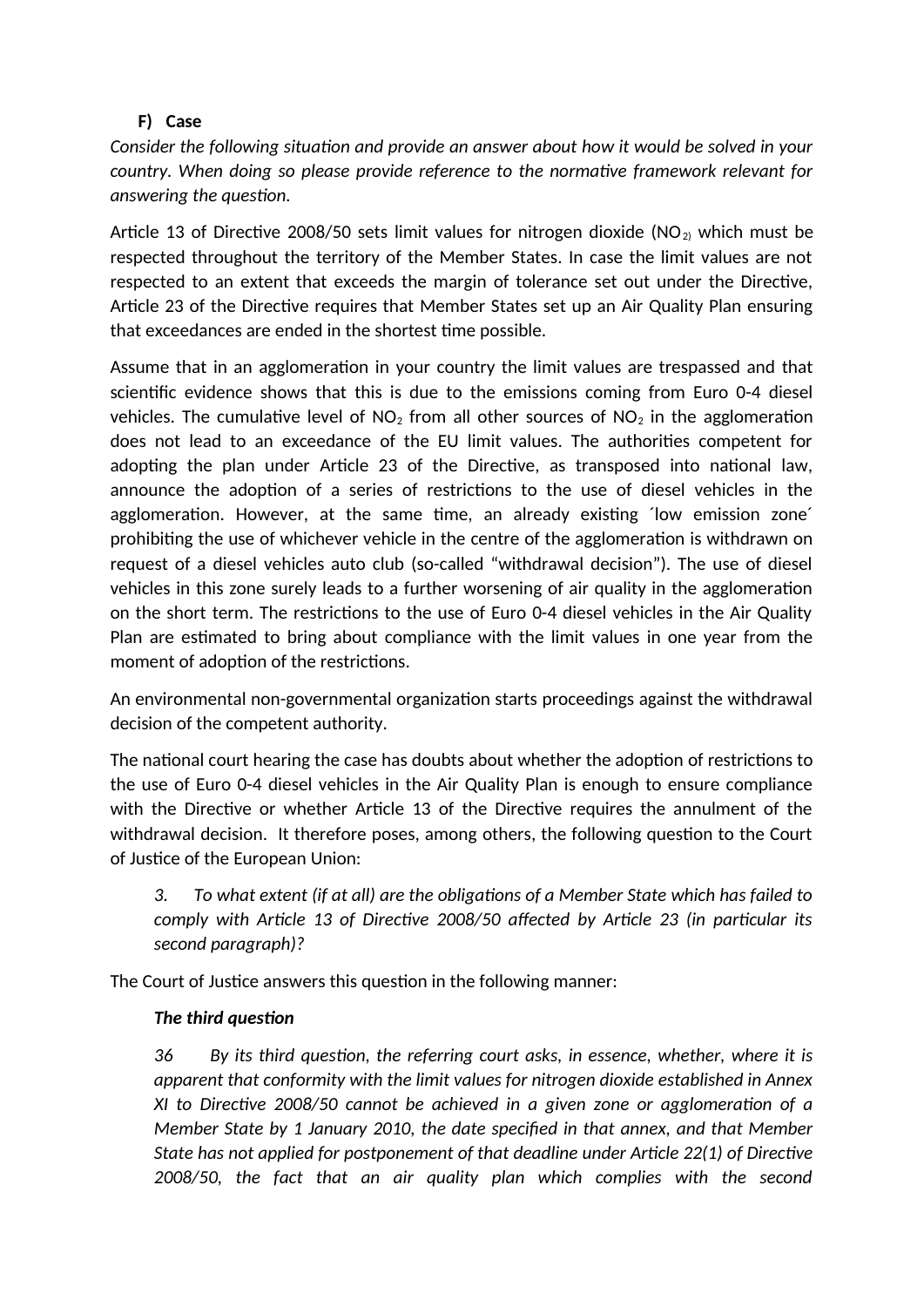## F) Case

*Consider the following situation and provide an answer about how it would be solved in your country. When doing so please provide reference to the normative framework relevant for answering the question.*

Article 13 of Directive 2008/50 sets limit values for nitrogen dioxide ($NO_2$) which must be respected throughout the territory of the Member States. In case the limit values are not respected to an extent that exceeds the margin of tolerance set out under the Directive, Article 23 of the Directive requires that Member States set up an Air Quality Plan ensuring that exceedances are ended in the shortest time possible.

Assume that in an agglomeration in your country the limit values are trespassed and that scientific evidence shows that this is due to the emissions coming from Euro 0-4 diesel vehicles. The cumulative level of $NO_2$ from all other sources of $NO_2$ in the agglomeration does not lead to an exceedance of the EU limit values. The authorities competent for adopting the plan under Article 23 of the Directive, as transposed into national law, announce the adoption of a series of restrictions to the use of diesel vehicles in the agglomeration. However, at the same time, an already existing ´low emission zone´ prohibiting the use of whichever vehicle in the centre of the agglomeration is withdrawn on request of a diesel vehicles auto club (so-called "withdrawal decision"). The use of diesel vehicles in this zone surely leads to a further worsening of air quality in the agglomeration on the short term. The restrictions to the use of Euro 0-4 diesel vehicles in the Air Quality Plan are estimated to bring about compliance with the limit values in one year from the moment of adoption of the restrictions.

An environmental non-governmental organization starts proceedings against the withdrawal decision of the competent authority.

The national court hearing the case has doubts about whether the adoption of restrictions to the use of Euro 0-4 diesel vehicles in the Air Quality Plan is enough to ensure compliance with the Directive or whether Article 13 of the Directive requires the annulment of the withdrawal decision. It therefore poses, among others, the following question to the Court of Justice of the European Union:

> *3. To what extent (if at all) are the obligations of a Member State which has failed to comply with Article 13 of Directive 2008/50 affected by Article 23 (in particular its second paragraph)?*

The Court of Justice answers this question in the following manner:

> ***The third question***
>
> *36 By its third question, the referring court asks, in essence, whether, where it is apparent that conformity with the limit values for nitrogen dioxide established in Annex XI to Directive 2008/50 cannot be achieved in a given zone or agglomeration of a Member State by 1 January 2010, the date specified in that annex, and that Member State has not applied for postponement of that deadline under Article 22(1) of Directive 2008/50, the fact that an air quality plan which complies with the second*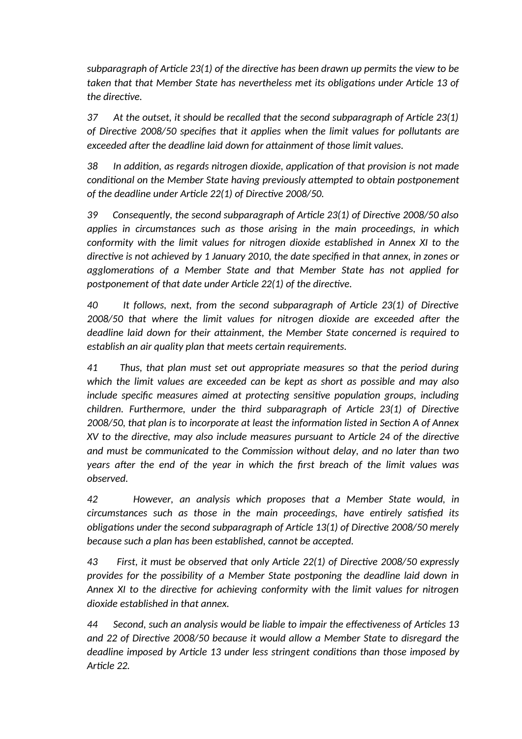*subparagraph of Article 23(1) of the directive has been drawn up permits the view to be taken that that Member State has nevertheless met its obligations under Article 13 of the directive.*

*37 At the outset, it should be recalled that the second subparagraph of Article 23(1) of Directive 2008/50 specifies that it applies when the limit values for pollutants are exceeded after the deadline laid down for attainment of those limit values.*

*38 In addition, as regards nitrogen dioxide, application of that provision is not made conditional on the Member State having previously attempted to obtain postponement of the deadline under Article 22(1) of Directive 2008/50.*

*39 Consequently, the second subparagraph of Article 23(1) of Directive 2008/50 also applies in circumstances such as those arising in the main proceedings, in which conformity with the limit values for nitrogen dioxide established in Annex XI to the directive is not achieved by 1 January 2010, the date specified in that annex, in zones or agglomerations of a Member State and that Member State has not applied for postponement of that date under Article 22(1) of the directive.*

*40 It follows, next, from the second subparagraph of Article 23(1) of Directive 2008/50 that where the limit values for nitrogen dioxide are exceeded after the deadline laid down for their attainment, the Member State concerned is required to establish an air quality plan that meets certain requirements.*

*41 Thus, that plan must set out appropriate measures so that the period during which the limit values are exceeded can be kept as short as possible and may also include specific measures aimed at protecting sensitive population groups, including children. Furthermore, under the third subparagraph of Article 23(1) of Directive 2008/50, that plan is to incorporate at least the information listed in Section A of Annex XV to the directive, may also include measures pursuant to Article 24 of the directive and must be communicated to the Commission without delay, and no later than two years after the end of the year in which the first breach of the limit values was observed.*

*42 However, an analysis which proposes that a Member State would, in circumstances such as those in the main proceedings, have entirely satisfied its obligations under the second subparagraph of Article 13(1) of Directive 2008/50 merely because such a plan has been established, cannot be accepted.*

*43 First, it must be observed that only Article 22(1) of Directive 2008/50 expressly provides for the possibility of a Member State postponing the deadline laid down in Annex XI to the directive for achieving conformity with the limit values for nitrogen dioxide established in that annex.*

*44 Second, such an analysis would be liable to impair the effectiveness of Articles 13 and 22 of Directive 2008/50 because it would allow a Member State to disregard the deadline imposed by Article 13 under less stringent conditions than those imposed by Article 22.*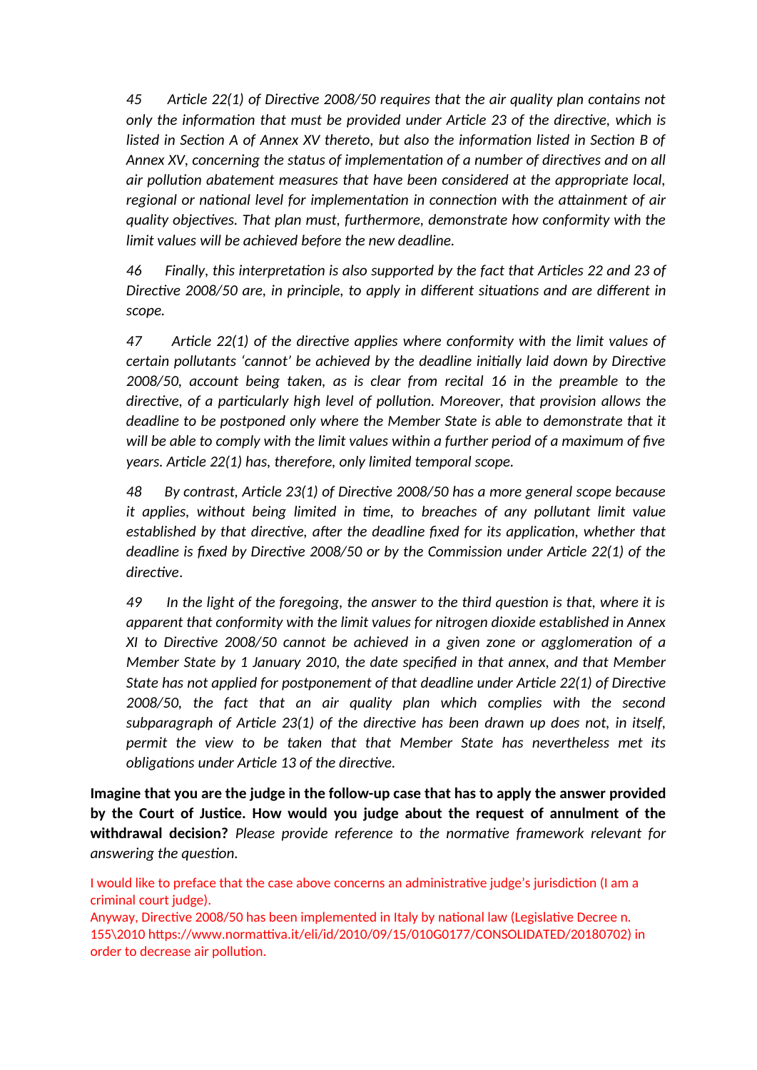*45 Article 22(1) of Directive 2008/50 requires that the air quality plan contains not only the information that must be provided under Article 23 of the directive, which is listed in Section A of Annex XV thereto, but also the information listed in Section B of Annex XV, concerning the status of implementation of a number of directives and on all air pollution abatement measures that have been considered at the appropriate local, regional or national level for implementation in connection with the attainment of air quality objectives. That plan must, furthermore, demonstrate how conformity with the limit values will be achieved before the new deadline.*

*46 Finally, this interpretation is also supported by the fact that Articles 22 and 23 of Directive 2008/50 are, in principle, to apply in different situations and are different in scope.*

*47 Article 22(1) of the directive applies where conformity with the limit values of certain pollutants 'cannot' be achieved by the deadline initially laid down by Directive 2008/50, account being taken, as is clear from recital 16 in the preamble to the directive, of a particularly high level of pollution. Moreover, that provision allows the deadline to be postponed only where the Member State is able to demonstrate that it will be able to comply with the limit values within a further period of a maximum of five years. Article 22(1) has, therefore, only limited temporal scope.*

*48 By contrast, Article 23(1) of Directive 2008/50 has a more general scope because it applies, without being limited in time, to breaches of any pollutant limit value established by that directive, after the deadline fixed for its application, whether that deadline is fixed by Directive 2008/50 or by the Commission under Article 22(1) of the directive.*

*49 In the light of the foregoing, the answer to the third question is that, where it is apparent that conformity with the limit values for nitrogen dioxide established in Annex XI to Directive 2008/50 cannot be achieved in a given zone or agglomeration of a Member State by 1 January 2010, the date specified in that annex, and that Member State has not applied for postponement of that deadline under Article 22(1) of Directive 2008/50, the fact that an air quality plan which complies with the second subparagraph of Article 23(1) of the directive has been drawn up does not, in itself, permit the view to be taken that that Member State has nevertheless met its obligations under Article 13 of the directive.*

**Imagine that you are the judge in the follow-up case that has to apply the answer provided by the Court of Justice. How would you judge about the request of annulment of the withdrawal decision?** *Please provide reference to the normative framework relevant for answering the question.*

I would like to preface that the case above concerns an administrative judge's jurisdiction (I am a criminal court judge).
Anyway, Directive 2008/50 has been implemented in Italy by national law (Legislative Decree n. 155\2010 https://www.normattiva.it/eli/id/2010/09/15/010G0177/CONSOLIDATED/20180702) in order to decrease air pollution.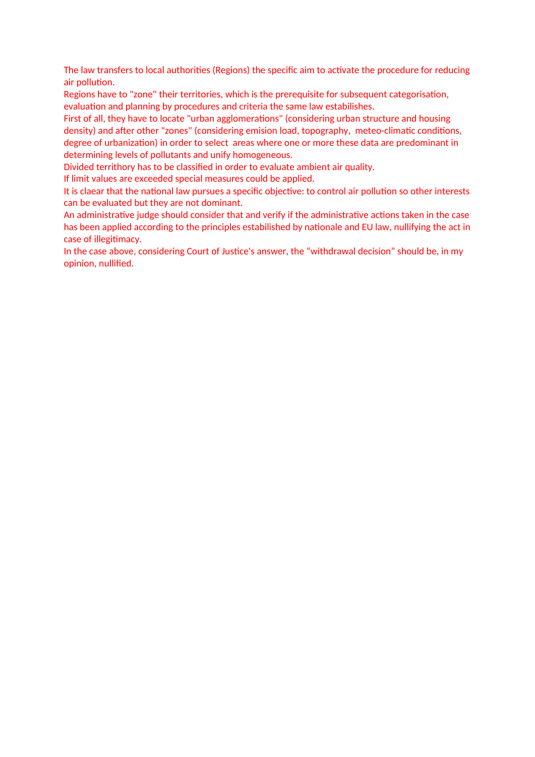The law transfers to local authorities (Regions) the specific aim to activate the procedure for reducing air pollution.
Regions have to "zone" their territories, which is the prerequisite for subsequent categorisation, evaluation and planning by procedures and criteria the same law estabilishes.
First of all, they have to locate "urban agglomerations" (considering urban structure and housing density) and after other "zones" (considering emision load, topography, meteo-climatic conditions, degree of urbanization) in order to select areas where one or more these data are predominant in determining levels of pollutants and unify homogeneous.
Divided territhory has to be classified in order to evaluate ambient air quality.
If limit values are exceeded special measures could be applied.
It is claear that the national law pursues a specific objective: to control air pollution so other interests can be evaluated but they are not dominant.
An administrative judge should consider that and verify if the administrative actions taken in the case has been applied according to the principles estabilished by nationale and EU law, nullifying the act in case of illegitimacy.
In the case above, considering Court of Justice's answer, the “withdrawal decision” should be, in my opinion, nullified.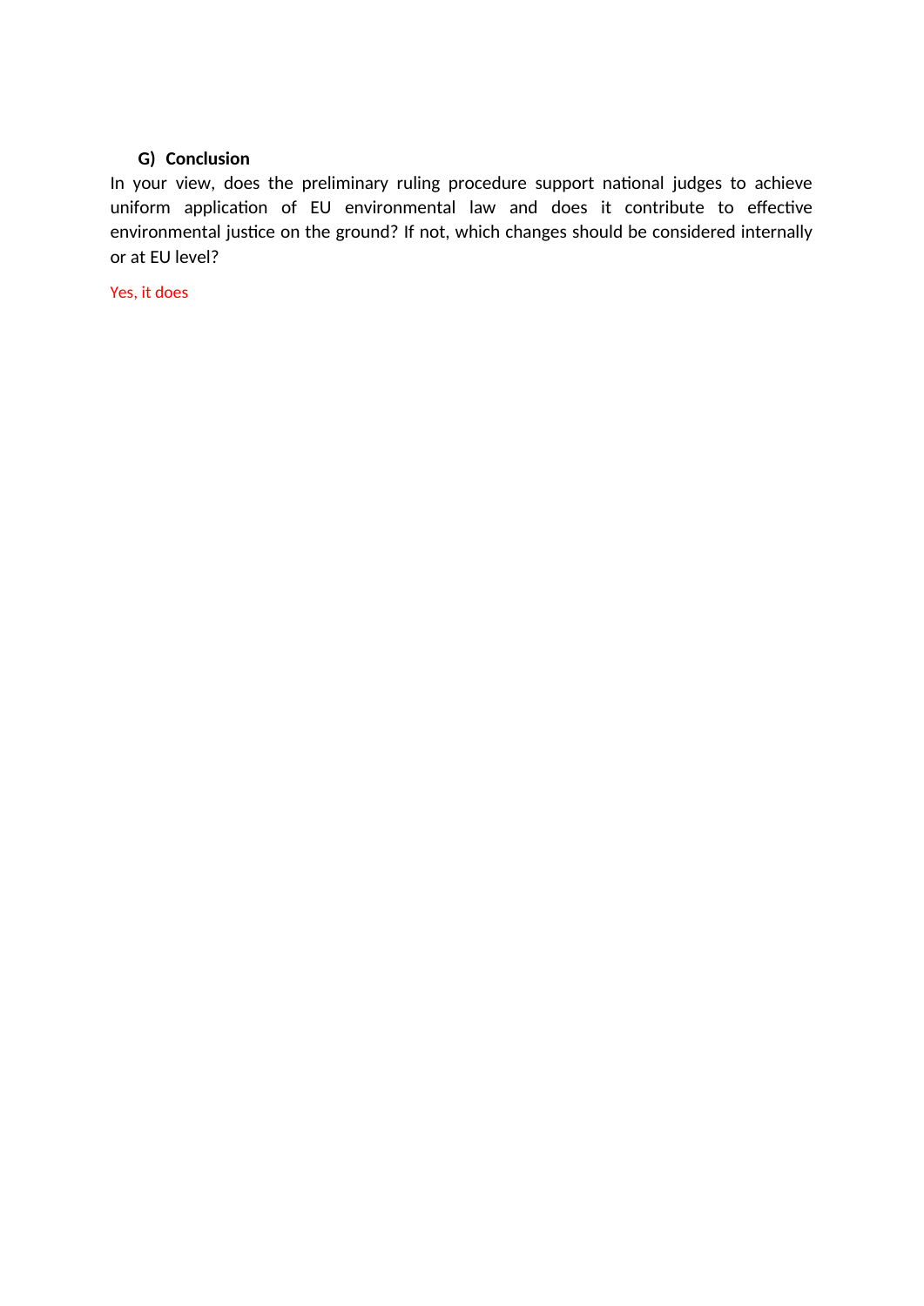## G) Conclusion

In your view, does the preliminary ruling procedure support national judges to achieve uniform application of EU environmental law and does it contribute to effective environmental justice on the ground? If not, which changes should be considered internally or at EU level?

Yes, it does